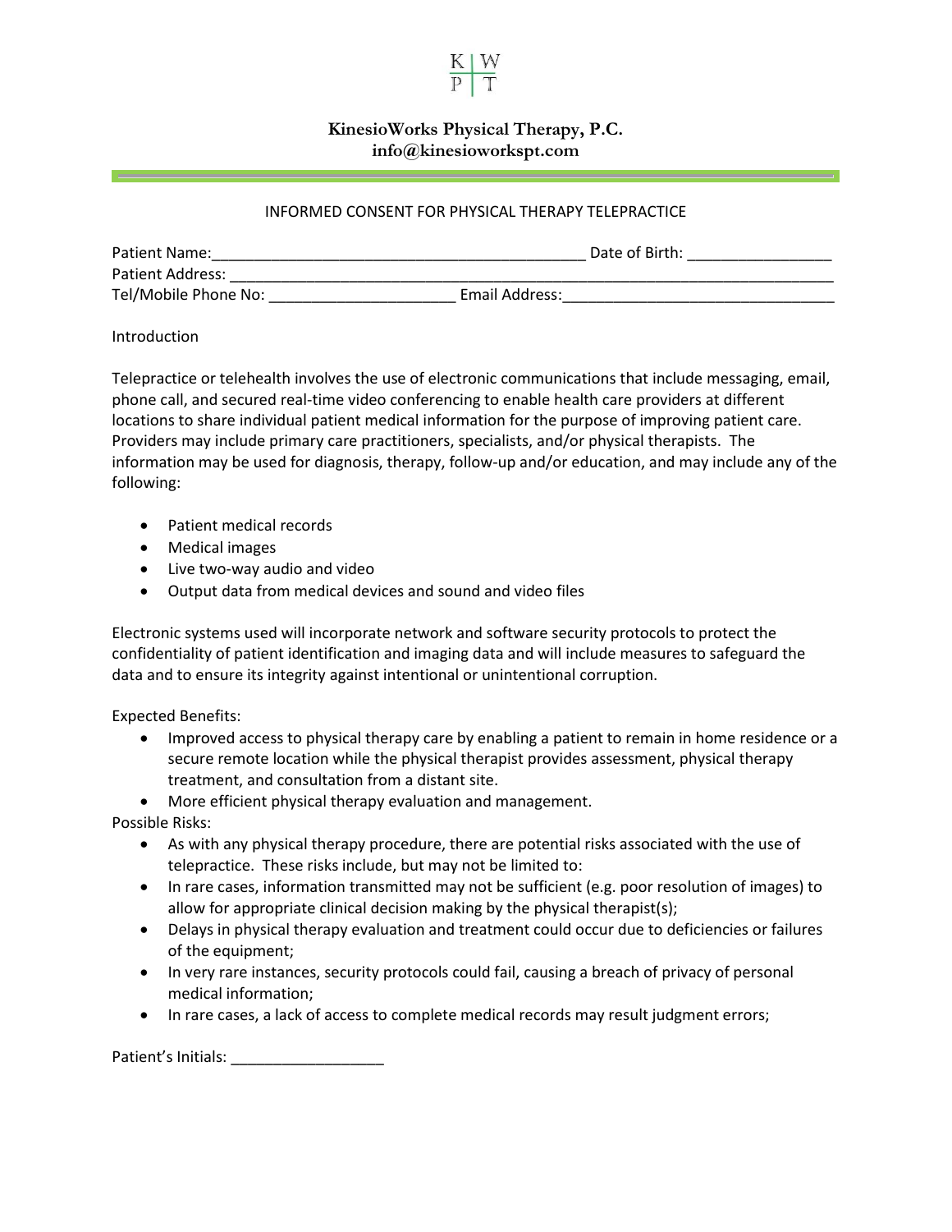K | W
P | T

**KinesioWorks Physical Therapy, P.C.**
**info@kinesioworkspt.com**

INFORMED CONSENT FOR PHYSICAL THERAPY TELEPRACTICE

Patient Name:\_\_\_\_\_\_\_\_\_\_\_\_\_\_\_\_\_\_\_\_\_\_\_\_\_\_\_\_\_\_\_\_\_\_\_\_\_\_\_\_\_\_\_\_ Date of Birth: \_\_\_\_\_\_\_\_\_\_\_\_\_\_\_\_\_
Patient Address: \_\_\_\_\_\_\_\_\_\_\_\_\_\_\_\_\_\_\_\_\_\_\_\_\_\_\_\_\_\_\_\_\_\_\_\_\_\_\_\_\_\_\_\_\_\_\_\_\_\_\_\_\_\_\_\_\_\_\_\_\_\_\_\_\_\_\_\_\_\_\_\_
Tel/Mobile Phone No: \_\_\_\_\_\_\_\_\_\_\_\_\_\_\_\_\_\_\_\_\_\_ Email Address:\_\_\_\_\_\_\_\_\_\_\_\_\_\_\_\_\_\_\_\_\_\_\_\_\_\_\_\_\_\_\_\_

Introduction

Telepractice or telehealth involves the use of electronic communications that include messaging, email, phone call, and secured real-time video conferencing to enable health care providers at different locations to share individual patient medical information for the purpose of improving patient care. Providers may include primary care practitioners, specialists, and/or physical therapists. The information may be used for diagnosis, therapy, follow-up and/or education, and may include any of the following:

- Patient medical records
- Medical images
- Live two-way audio and video
- Output data from medical devices and sound and video files

Electronic systems used will incorporate network and software security protocols to protect the confidentiality of patient identification and imaging data and will include measures to safeguard the data and to ensure its integrity against intentional or unintentional corruption.

Expected Benefits:

- Improved access to physical therapy care by enabling a patient to remain in home residence or a secure remote location while the physical therapist provides assessment, physical therapy treatment, and consultation from a distant site.
- More efficient physical therapy evaluation and management.

Possible Risks:

- As with any physical therapy procedure, there are potential risks associated with the use of telepractice. These risks include, but may not be limited to:
- In rare cases, information transmitted may not be sufficient (e.g. poor resolution of images) to allow for appropriate clinical decision making by the physical therapist(s);
- Delays in physical therapy evaluation and treatment could occur due to deficiencies or failures of the equipment;
- In very rare instances, security protocols could fail, causing a breach of privacy of personal medical information;
- In rare cases, a lack of access to complete medical records may result judgment errors;

Patient's Initials: \_\_\_\_\_\_\_\_\_\_\_\_\_\_\_\_\_\_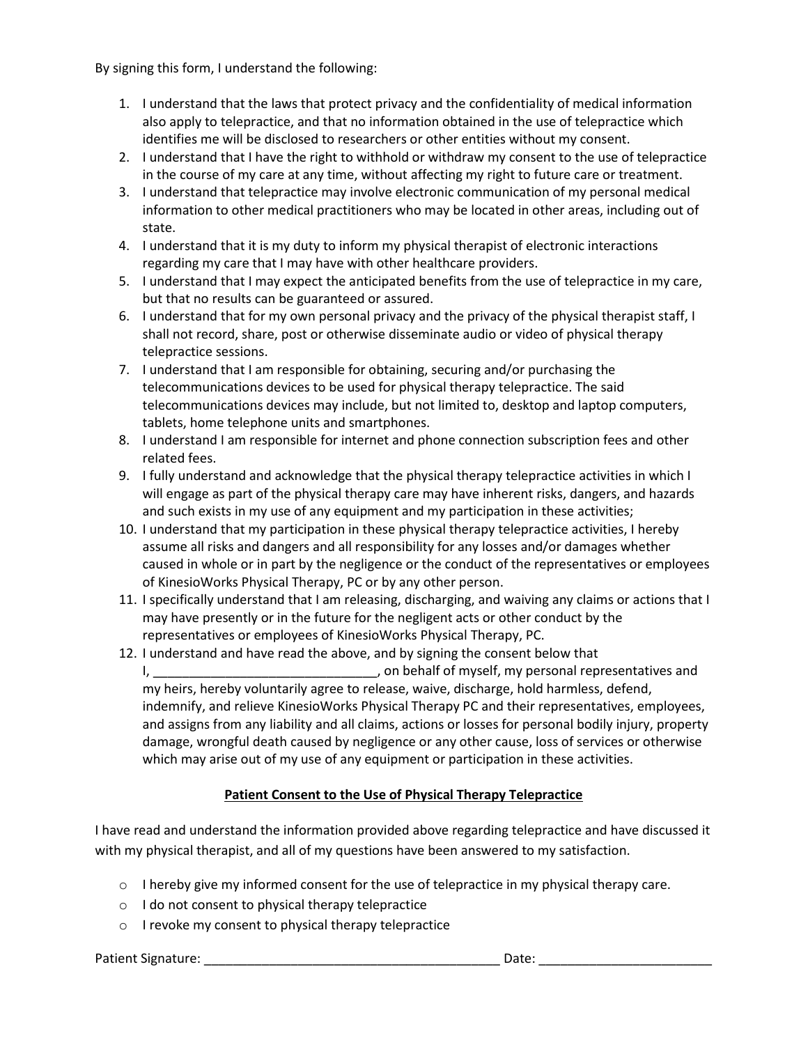By signing this form, I understand the following:

1. I understand that the laws that protect privacy and the confidentiality of medical information also apply to telepractice, and that no information obtained in the use of telepractice which identifies me will be disclosed to researchers or other entities without my consent.
2. I understand that I have the right to withhold or withdraw my consent to the use of telepractice in the course of my care at any time, without affecting my right to future care or treatment.
3. I understand that telepractice may involve electronic communication of my personal medical information to other medical practitioners who may be located in other areas, including out of state.
4. I understand that it is my duty to inform my physical therapist of electronic interactions regarding my care that I may have with other healthcare providers.
5. I understand that I may expect the anticipated benefits from the use of telepractice in my care, but that no results can be guaranteed or assured.
6. I understand that for my own personal privacy and the privacy of the physical therapist staff, I shall not record, share, post or otherwise disseminate audio or video of physical therapy telepractice sessions.
7. I understand that I am responsible for obtaining, securing and/or purchasing the telecommunications devices to be used for physical therapy telepractice. The said telecommunications devices may include, but not limited to, desktop and laptop computers, tablets, home telephone units and smartphones.
8. I understand I am responsible for internet and phone connection subscription fees and other related fees.
9. I fully understand and acknowledge that the physical therapy telepractice activities in which I will engage as part of the physical therapy care may have inherent risks, dangers, and hazards and such exists in my use of any equipment and my participation in these activities;
10. I understand that my participation in these physical therapy telepractice activities, I hereby assume all risks and dangers and all responsibility for any losses and/or damages whether caused in whole or in part by the negligence or the conduct of the representatives or employees of KinesioWorks Physical Therapy, PC or by any other person.
11. I specifically understand that I am releasing, discharging, and waiving any claims or actions that I may have presently or in the future for the negligent acts or other conduct by the representatives or employees of KinesioWorks Physical Therapy, PC.
12. I understand and have read the above, and by signing the consent below that I, ______________________________, on behalf of myself, my personal representatives and my heirs, hereby voluntarily agree to release, waive, discharge, hold harmless, defend, indemnify, and relieve KinesioWorks Physical Therapy PC and their representatives, employees, and assigns from any liability and all claims, actions or losses for personal bodily injury, property damage, wrongful death caused by negligence or any other cause, loss of services or otherwise which may arise out of my use of any equipment or participation in these activities.

**Patient Consent to the Use of Physical Therapy Telepractice**

I have read and understand the information provided above regarding telepractice and have discussed it with my physical therapist, and all of my questions have been answered to my satisfaction.

- ○ I hereby give my informed consent for the use of telepractice in my physical therapy care.
- ○ I do not consent to physical therapy telepractice
- ○ I revoke my consent to physical therapy telepractice

Patient Signature: _________________________________________ Date: ________________________